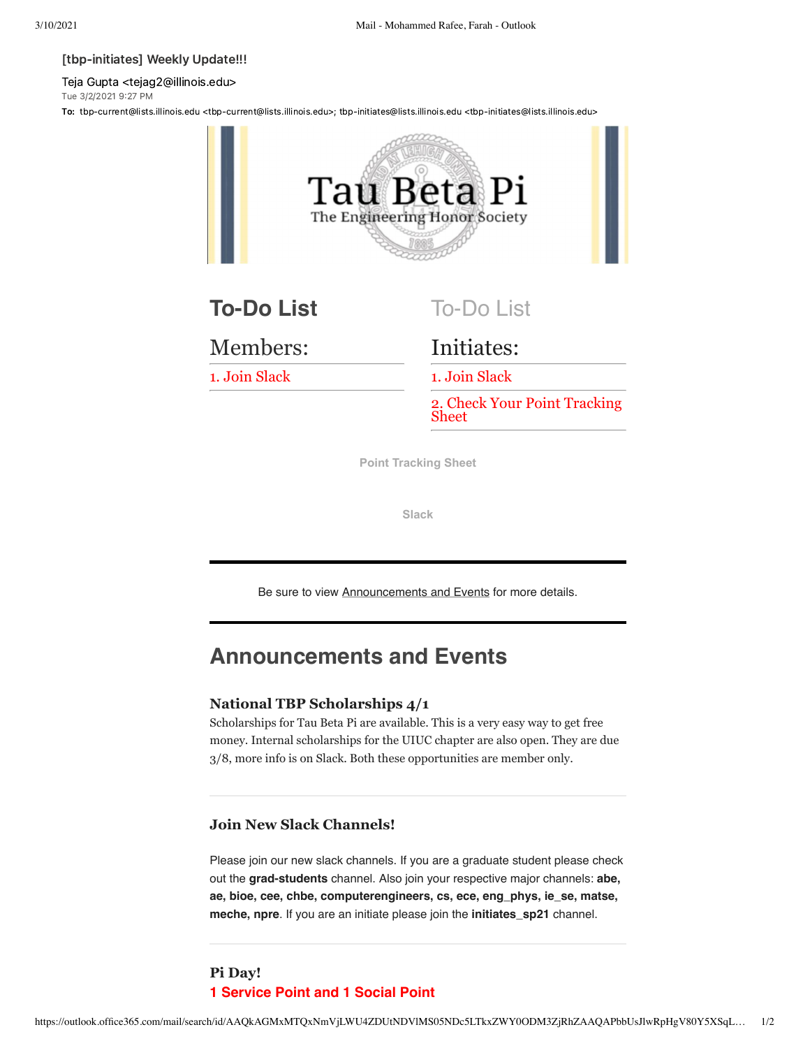[tbp-initiates] Weekly Update!!!

Teja Gupta <tejag2@illinois.edu>
Tue 3/2/2021 9:27 PM
**To:** tbp-current@lists.illinois.edu <tbp-current@lists.illinois.edu>; tbp-initiates@lists.illinois.edu <tbp-initiates@lists.illinois.edu>

Tau Beta Pi
The Engineering Honor Society

## To-Do List

### Members:

1. Join Slack

## To-Do List

### Initiates:

1. Join Slack
2. Check Your Point Tracking Sheet

Point Tracking Sheet

Slack

Be sure to view Announcements and Events for more details.

## Announcements and Events

### National TBP Scholarships 4/1

Scholarships for Tau Beta Pi are available. This is a very easy way to get free money. Internal scholarships for the UIUC chapter are also open. They are due 3/8, more info is on Slack. Both these opportunities are member only.

### Join New Slack Channels!

Please join our new slack channels. If you are a graduate student please check out the **grad-students** channel. Also join your respective major channels: **abe, ae, bioe, cee, chbe, computerengineers, cs, ece, eng_phys, ie_se, matse, meche, npre**. If you are an initiate please join the **initiates_sp21** channel.

### Pi Day!

**1 Service Point and 1 Social Point**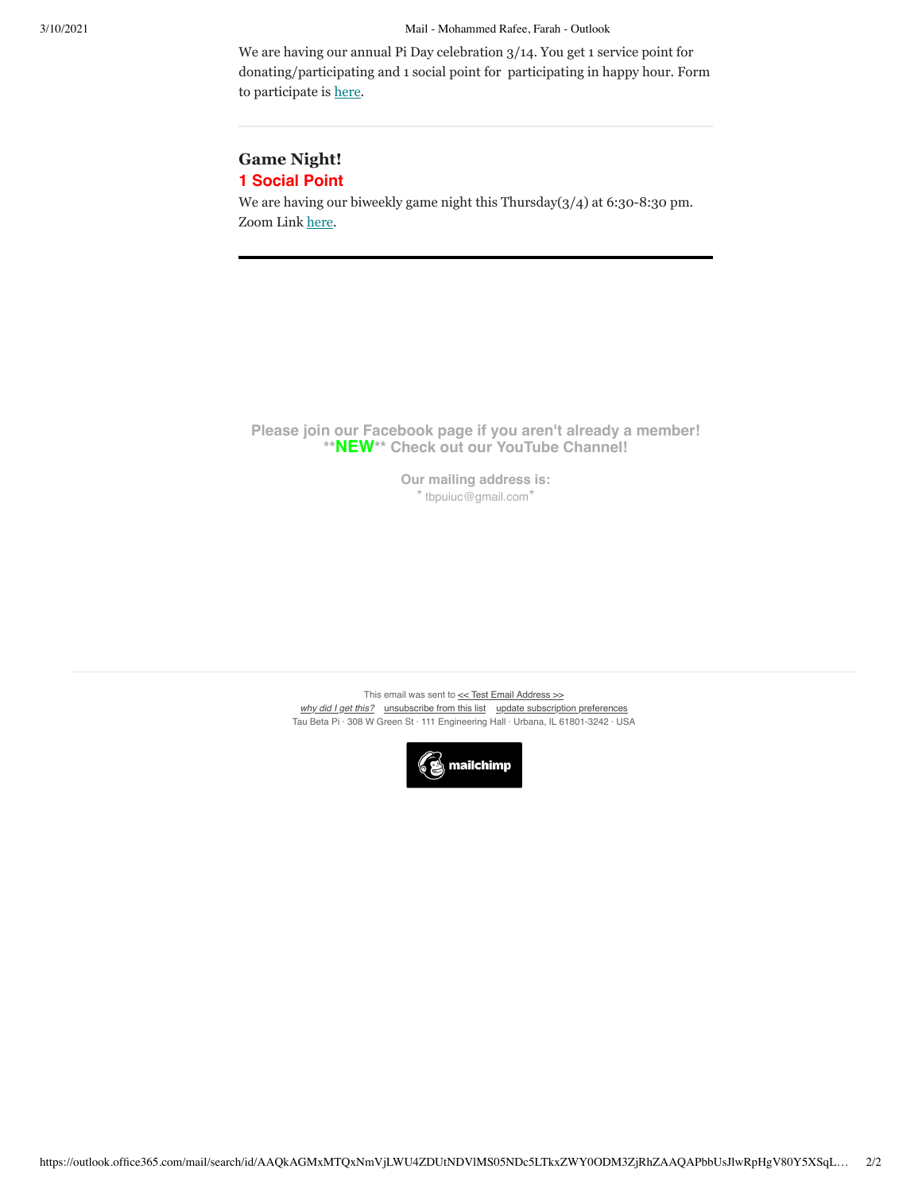We are having our annual Pi Day celebration 3/14. You get 1 service point for donating/participating and 1 social point for participating in happy hour. Form to participate is here.

---

### Game Night!

**1 Social Point**

We are having our biweekly game night this Thursday(3/4) at 6:30-8:30 pm. Zoom Link here.

---

**Please join our Facebook page if you aren't already a member!**
****NEW** Check out our YouTube Channel!**

**Our mailing address is:**
* tbpuiuc@gmail.com*

This email was sent to << Test Email Address >>
*why did I get this?* unsubscribe from this list update subscription preferences
Tau Beta Pi · 308 W Green St · 111 Engineering Hall · Urbana, IL 61801-3242 · USA

mailchimp